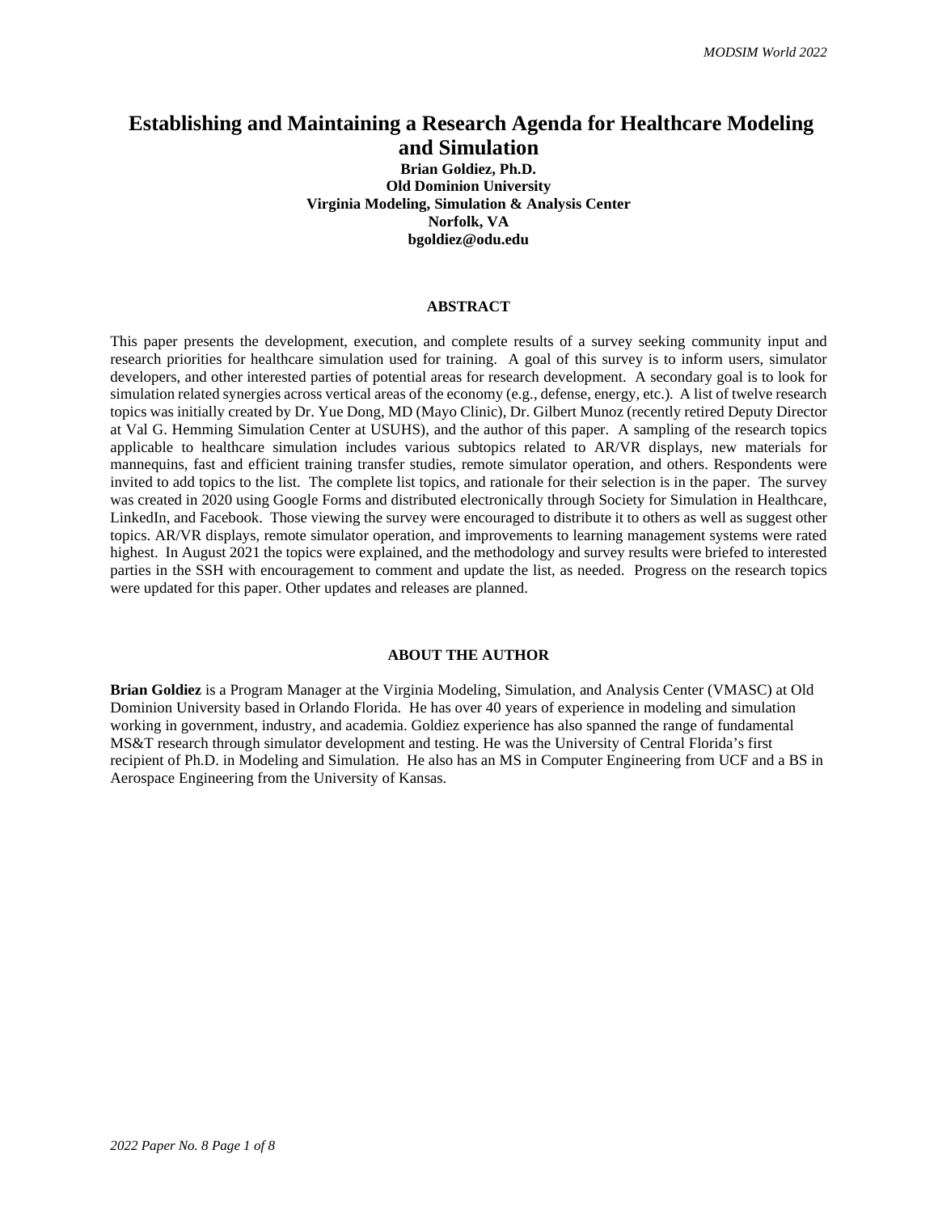# Establishing and Maintaining a Research Agenda for Healthcare Modeling and Simulation

**Brian Goldiez, Ph.D.**
**Old Dominion University**
**Virginia Modeling, Simulation & Analysis Center**
**Norfolk, VA**
**bgoldiez@odu.edu**

## ABSTRACT

This paper presents the development, execution, and complete results of a survey seeking community input and research priorities for healthcare simulation used for training. A goal of this survey is to inform users, simulator developers, and other interested parties of potential areas for research development. A secondary goal is to look for simulation related synergies across vertical areas of the economy (e.g., defense, energy, etc.). A list of twelve research topics was initially created by Dr. Yue Dong, MD (Mayo Clinic), Dr. Gilbert Munoz (recently retired Deputy Director at Val G. Hemming Simulation Center at USUHS), and the author of this paper. A sampling of the research topics applicable to healthcare simulation includes various subtopics related to AR/VR displays, new materials for mannequins, fast and efficient training transfer studies, remote simulator operation, and others. Respondents were invited to add topics to the list. The complete list topics, and rationale for their selection is in the paper. The survey was created in 2020 using Google Forms and distributed electronically through Society for Simulation in Healthcare, LinkedIn, and Facebook. Those viewing the survey were encouraged to distribute it to others as well as suggest other topics. AR/VR displays, remote simulator operation, and improvements to learning management systems were rated highest. In August 2021 the topics were explained, and the methodology and survey results were briefed to interested parties in the SSH with encouragement to comment and update the list, as needed. Progress on the research topics were updated for this paper. Other updates and releases are planned.

## ABOUT THE AUTHOR

**Brian Goldiez** is a Program Manager at the Virginia Modeling, Simulation, and Analysis Center (VMASC) at Old Dominion University based in Orlando Florida. He has over 40 years of experience in modeling and simulation working in government, industry, and academia. Goldiez experience has also spanned the range of fundamental MS&T research through simulator development and testing. He was the University of Central Florida's first recipient of Ph.D. in Modeling and Simulation. He also has an MS in Computer Engineering from UCF and a BS in Aerospace Engineering from the University of Kansas.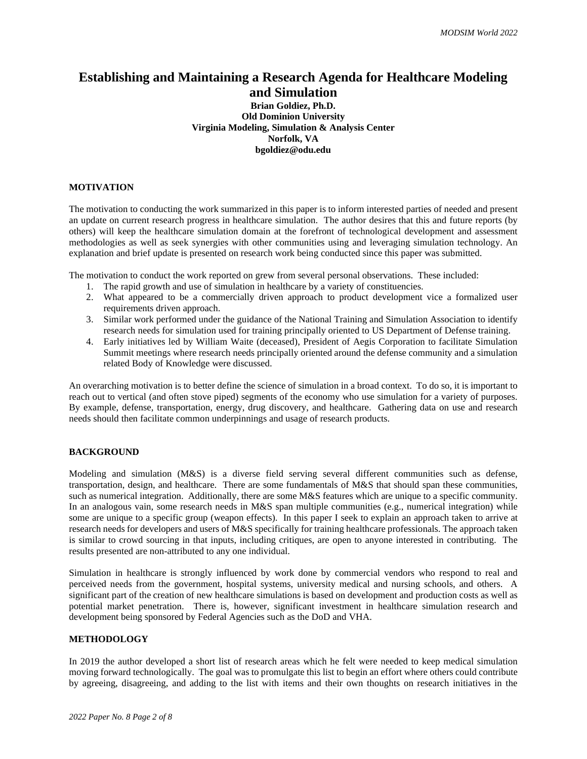# Establishing and Maintaining a Research Agenda for Healthcare Modeling and Simulation

**Brian Goldiez, Ph.D.**
**Old Dominion University**
**Virginia Modeling, Simulation & Analysis Center**
**Norfolk, VA**
**bgoldiez@odu.edu**

## MOTIVATION

The motivation to conducting the work summarized in this paper is to inform interested parties of needed and present an update on current research progress in healthcare simulation. The author desires that this and future reports (by others) will keep the healthcare simulation domain at the forefront of technological development and assessment methodologies as well as seek synergies with other communities using and leveraging simulation technology. An explanation and brief update is presented on research work being conducted since this paper was submitted.

The motivation to conduct the work reported on grew from several personal observations. These included:

1. The rapid growth and use of simulation in healthcare by a variety of constituencies.
2. What appeared to be a commercially driven approach to product development vice a formalized user requirements driven approach.
3. Similar work performed under the guidance of the National Training and Simulation Association to identify research needs for simulation used for training principally oriented to US Department of Defense training.
4. Early initiatives led by William Waite (deceased), President of Aegis Corporation to facilitate Simulation Summit meetings where research needs principally oriented around the defense community and a simulation related Body of Knowledge were discussed.

An overarching motivation is to better define the science of simulation in a broad context. To do so, it is important to reach out to vertical (and often stove piped) segments of the economy who use simulation for a variety of purposes. By example, defense, transportation, energy, drug discovery, and healthcare. Gathering data on use and research needs should then facilitate common underpinnings and usage of research products.

## BACKGROUND

Modeling and simulation (M&S) is a diverse field serving several different communities such as defense, transportation, design, and healthcare. There are some fundamentals of M&S that should span these communities, such as numerical integration. Additionally, there are some M&S features which are unique to a specific community. In an analogous vain, some research needs in M&S span multiple communities (e.g., numerical integration) while some are unique to a specific group (weapon effects). In this paper I seek to explain an approach taken to arrive at research needs for developers and users of M&S specifically for training healthcare professionals. The approach taken is similar to crowd sourcing in that inputs, including critiques, are open to anyone interested in contributing. The results presented are non-attributed to any one individual.

Simulation in healthcare is strongly influenced by work done by commercial vendors who respond to real and perceived needs from the government, hospital systems, university medical and nursing schools, and others. A significant part of the creation of new healthcare simulations is based on development and production costs as well as potential market penetration. There is, however, significant investment in healthcare simulation research and development being sponsored by Federal Agencies such as the DoD and VHA.

## METHODOLOGY

In 2019 the author developed a short list of research areas which he felt were needed to keep medical simulation moving forward technologically. The goal was to promulgate this list to begin an effort where others could contribute by agreeing, disagreeing, and adding to the list with items and their own thoughts on research initiatives in the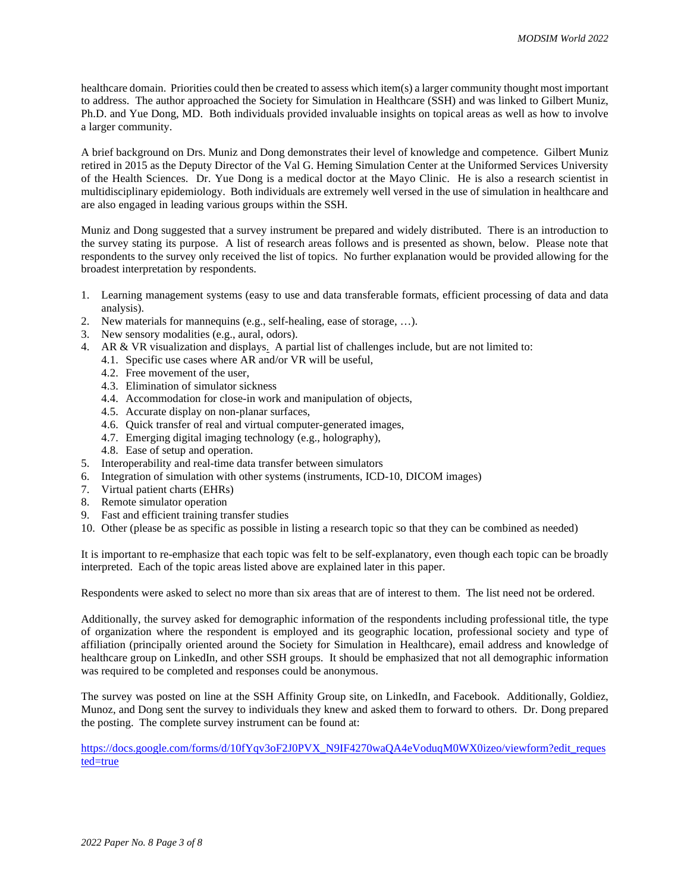healthcare domain. Priorities could then be created to assess which item(s) a larger community thought most important to address. The author approached the Society for Simulation in Healthcare (SSH) and was linked to Gilbert Muniz, Ph.D. and Yue Dong, MD. Both individuals provided invaluable insights on topical areas as well as how to involve a larger community.

A brief background on Drs. Muniz and Dong demonstrates their level of knowledge and competence. Gilbert Muniz retired in 2015 as the Deputy Director of the Val G. Heming Simulation Center at the Uniformed Services University of the Health Sciences. Dr. Yue Dong is a medical doctor at the Mayo Clinic. He is also a research scientist in multidisciplinary epidemiology. Both individuals are extremely well versed in the use of simulation in healthcare and are also engaged in leading various groups within the SSH.

Muniz and Dong suggested that a survey instrument be prepared and widely distributed. There is an introduction to the survey stating its purpose. A list of research areas follows and is presented as shown, below. Please note that respondents to the survey only received the list of topics. No further explanation would be provided allowing for the broadest interpretation by respondents.

1. Learning management systems (easy to use and data transferable formats, efficient processing of data and data analysis).
2. New materials for mannequins (e.g., self-healing, ease of storage, …).
3. New sensory modalities (e.g., aural, odors).
4. AR & VR visualization and displays. A partial list of challenges include, but are not limited to:
   - 4.1. Specific use cases where AR and/or VR will be useful,
   - 4.2. Free movement of the user,
   - 4.3. Elimination of simulator sickness
   - 4.4. Accommodation for close-in work and manipulation of objects,
   - 4.5. Accurate display on non-planar surfaces,
   - 4.6. Quick transfer of real and virtual computer-generated images,
   - 4.7. Emerging digital imaging technology (e.g., holography),
   - 4.8. Ease of setup and operation.
5. Interoperability and real-time data transfer between simulators
6. Integration of simulation with other systems (instruments, ICD-10, DICOM images)
7. Virtual patient charts (EHRs)
8. Remote simulator operation
9. Fast and efficient training transfer studies
10. Other (please be as specific as possible in listing a research topic so that they can be combined as needed)

It is important to re-emphasize that each topic was felt to be self-explanatory, even though each topic can be broadly interpreted. Each of the topic areas listed above are explained later in this paper.

Respondents were asked to select no more than six areas that are of interest to them. The list need not be ordered.

Additionally, the survey asked for demographic information of the respondents including professional title, the type of organization where the respondent is employed and its geographic location, professional society and type of affiliation (principally oriented around the Society for Simulation in Healthcare), email address and knowledge of healthcare group on LinkedIn, and other SSH groups. It should be emphasized that not all demographic information was required to be completed and responses could be anonymous.

The survey was posted on line at the SSH Affinity Group site, on LinkedIn, and Facebook. Additionally, Goldiez, Munoz, and Dong sent the survey to individuals they knew and asked them to forward to others. Dr. Dong prepared the posting. The complete survey instrument can be found at:

https://docs.google.com/forms/d/10fYqv3oF2J0PVX_N9IF4270waQA4eVoduqM0WX0izeo/viewform?edit_requested=true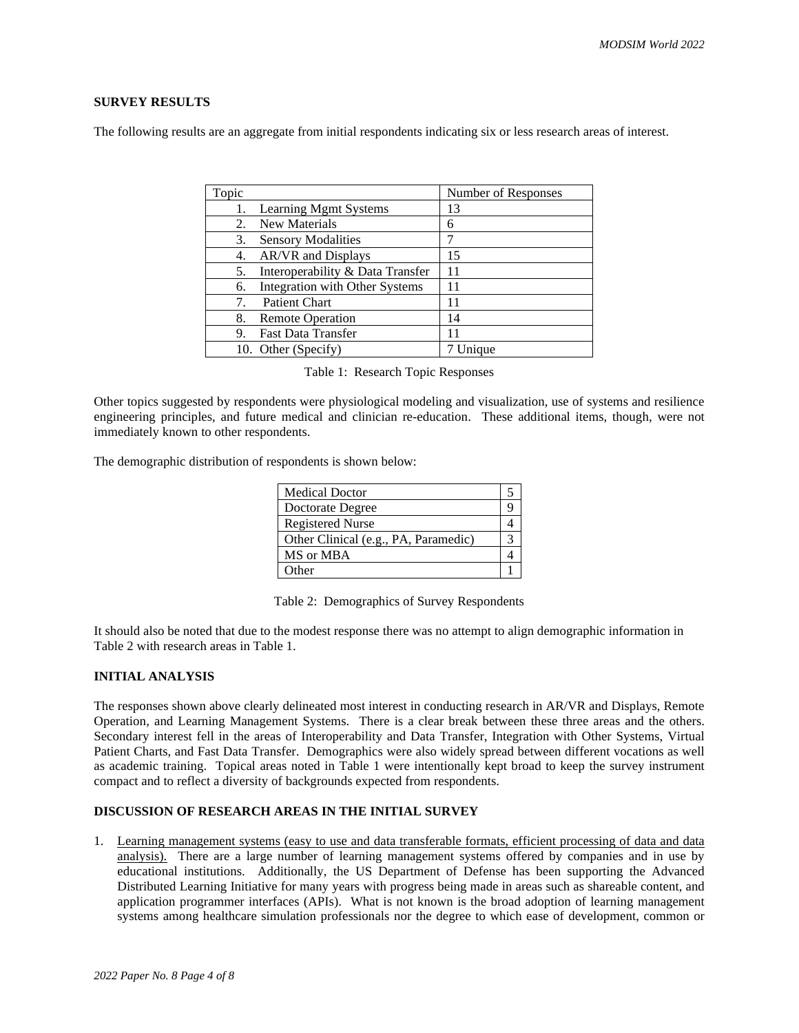**SURVEY RESULTS**

The following results are an aggregate from initial respondents indicating six or less research areas of interest.

| Topic | Number of Responses |
|---|---|
| 1. Learning Mgmt Systems | 13 |
| 2. New Materials | 6 |
| 3. Sensory Modalities | 7 |
| 4. AR/VR and Displays | 15 |
| 5. Interoperability & Data Transfer | 11 |
| 6. Integration with Other Systems | 11 |
| 7. Patient Chart | 11 |
| 8. Remote Operation | 14 |
| 9. Fast Data Transfer | 11 |
| 10. Other (Specify) | 7 Unique |

Table 1: Research Topic Responses

Other topics suggested by respondents were physiological modeling and visualization, use of systems and resilience engineering principles, and future medical and clinician re-education. These additional items, though, were not immediately known to other respondents.

The demographic distribution of respondents is shown below:

| | |
|---|---|
| Medical Doctor | 5 |
| Doctorate Degree | 9 |
| Registered Nurse | 4 |
| Other Clinical (e.g., PA, Paramedic) | 3 |
| MS or MBA | 4 |
| Other | 1 |

Table 2: Demographics of Survey Respondents

It should also be noted that due to the modest response there was no attempt to align demographic information in Table 2 with research areas in Table 1.

**INITIAL ANALYSIS**

The responses shown above clearly delineated most interest in conducting research in AR/VR and Displays, Remote Operation, and Learning Management Systems. There is a clear break between these three areas and the others. Secondary interest fell in the areas of Interoperability and Data Transfer, Integration with Other Systems, Virtual Patient Charts, and Fast Data Transfer. Demographics were also widely spread between different vocations as well as academic training. Topical areas noted in Table 1 were intentionally kept broad to keep the survey instrument compact and to reflect a diversity of backgrounds expected from respondents.

**DISCUSSION OF RESEARCH AREAS IN THE INITIAL SURVEY**

1. Learning management systems (easy to use and data transferable formats, efficient processing of data and data analysis). There are a large number of learning management systems offered by companies and in use by educational institutions. Additionally, the US Department of Defense has been supporting the Advanced Distributed Learning Initiative for many years with progress being made in areas such as shareable content, and application programmer interfaces (APIs). What is not known is the broad adoption of learning management systems among healthcare simulation professionals nor the degree to which ease of development, common or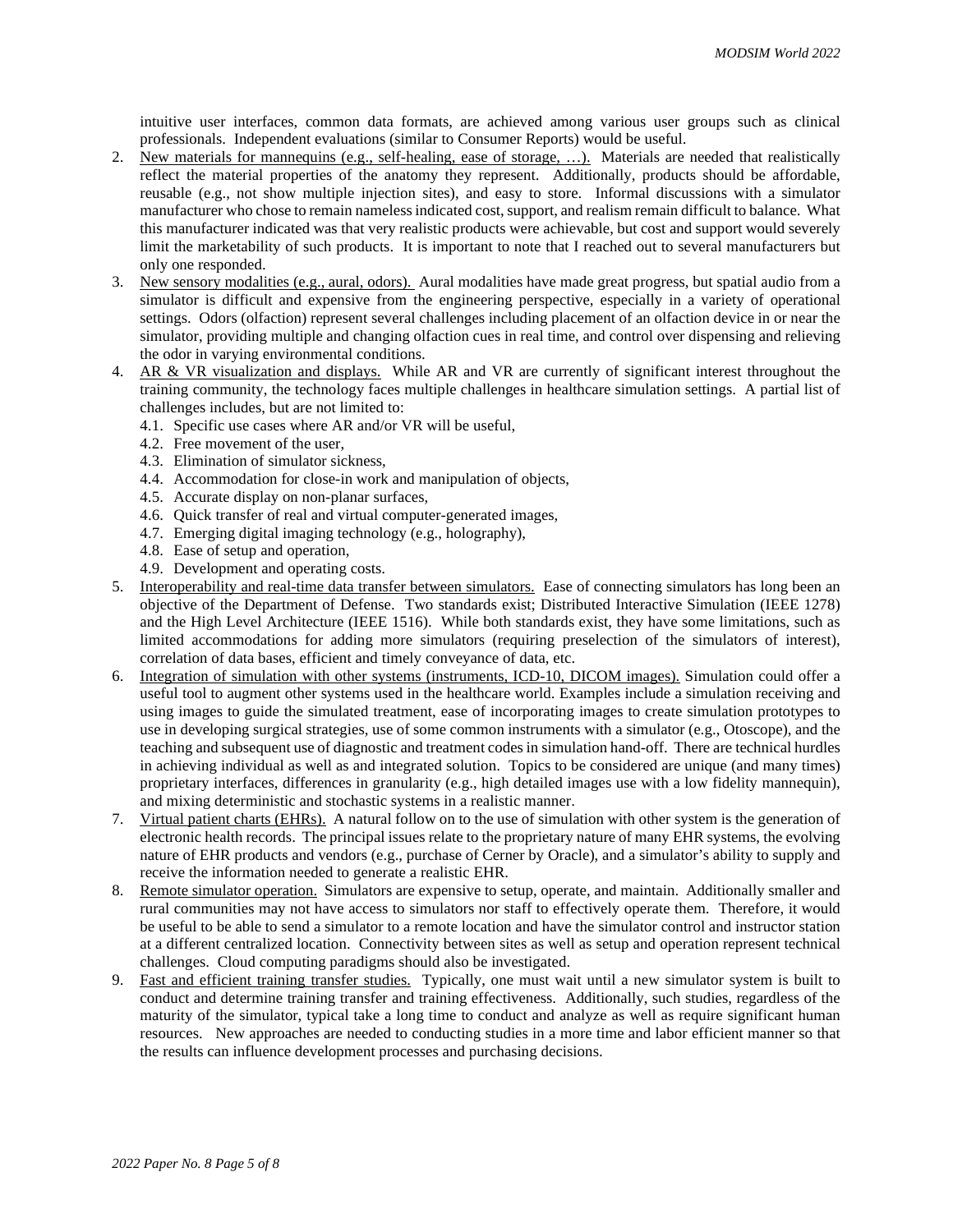intuitive user interfaces, common data formats, are achieved among various user groups such as clinical professionals. Independent evaluations (similar to Consumer Reports) would be useful.

2. New materials for mannequins (e.g., self-healing, ease of storage, …). Materials are needed that realistically reflect the material properties of the anatomy they represent. Additionally, products should be affordable, reusable (e.g., not show multiple injection sites), and easy to store. Informal discussions with a simulator manufacturer who chose to remain nameless indicated cost, support, and realism remain difficult to balance. What this manufacturer indicated was that very realistic products were achievable, but cost and support would severely limit the marketability of such products. It is important to note that I reached out to several manufacturers but only one responded.
3. New sensory modalities (e.g., aural, odors). Aural modalities have made great progress, but spatial audio from a simulator is difficult and expensive from the engineering perspective, especially in a variety of operational settings. Odors (olfaction) represent several challenges including placement of an olfaction device in or near the simulator, providing multiple and changing olfaction cues in real time, and control over dispensing and relieving the odor in varying environmental conditions.
4. AR & VR visualization and displays. While AR and VR are currently of significant interest throughout the training community, the technology faces multiple challenges in healthcare simulation settings. A partial list of challenges includes, but are not limited to:
   - 4.1. Specific use cases where AR and/or VR will be useful,
   - 4.2. Free movement of the user,
   - 4.3. Elimination of simulator sickness,
   - 4.4. Accommodation for close-in work and manipulation of objects,
   - 4.5. Accurate display on non-planar surfaces,
   - 4.6. Quick transfer of real and virtual computer-generated images,
   - 4.7. Emerging digital imaging technology (e.g., holography),
   - 4.8. Ease of setup and operation,
   - 4.9. Development and operating costs.
5. Interoperability and real-time data transfer between simulators. Ease of connecting simulators has long been an objective of the Department of Defense. Two standards exist; Distributed Interactive Simulation (IEEE 1278) and the High Level Architecture (IEEE 1516). While both standards exist, they have some limitations, such as limited accommodations for adding more simulators (requiring preselection of the simulators of interest), correlation of data bases, efficient and timely conveyance of data, etc.
6. Integration of simulation with other systems (instruments, ICD-10, DICOM images). Simulation could offer a useful tool to augment other systems used in the healthcare world. Examples include a simulation receiving and using images to guide the simulated treatment, ease of incorporating images to create simulation prototypes to use in developing surgical strategies, use of some common instruments with a simulator (e.g., Otoscope), and the teaching and subsequent use of diagnostic and treatment codes in simulation hand-off. There are technical hurdles in achieving individual as well as and integrated solution. Topics to be considered are unique (and many times) proprietary interfaces, differences in granularity (e.g., high detailed images use with a low fidelity mannequin), and mixing deterministic and stochastic systems in a realistic manner.
7. Virtual patient charts (EHRs). A natural follow on to the use of simulation with other system is the generation of electronic health records. The principal issues relate to the proprietary nature of many EHR systems, the evolving nature of EHR products and vendors (e.g., purchase of Cerner by Oracle), and a simulator's ability to supply and receive the information needed to generate a realistic EHR.
8. Remote simulator operation. Simulators are expensive to setup, operate, and maintain. Additionally smaller and rural communities may not have access to simulators nor staff to effectively operate them. Therefore, it would be useful to be able to send a simulator to a remote location and have the simulator control and instructor station at a different centralized location. Connectivity between sites as well as setup and operation represent technical challenges. Cloud computing paradigms should also be investigated.
9. Fast and efficient training transfer studies. Typically, one must wait until a new simulator system is built to conduct and determine training transfer and training effectiveness. Additionally, such studies, regardless of the maturity of the simulator, typical take a long time to conduct and analyze as well as require significant human resources. New approaches are needed to conducting studies in a more time and labor efficient manner so that the results can influence development processes and purchasing decisions.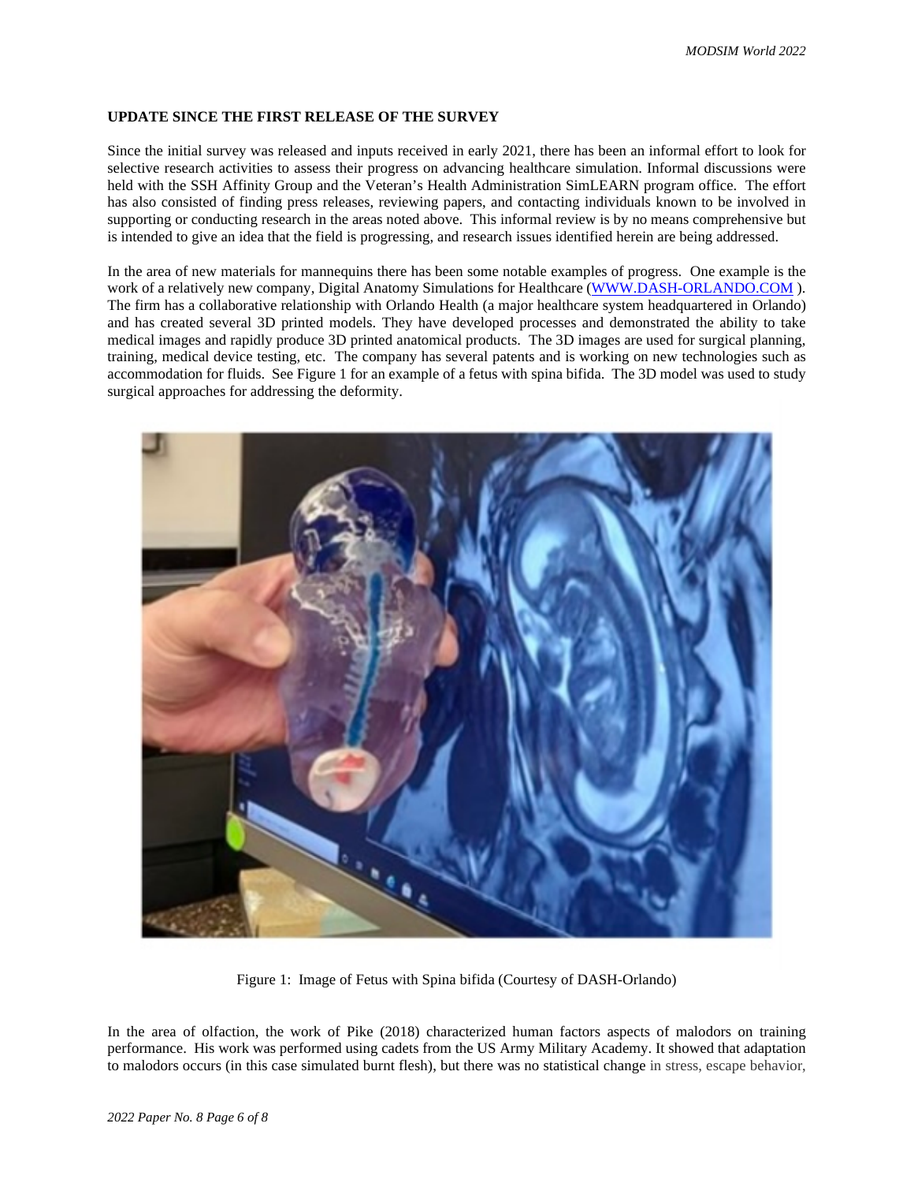## UPDATE SINCE THE FIRST RELEASE OF THE SURVEY

Since the initial survey was released and inputs received in early 2021, there has been an informal effort to look for selective research activities to assess their progress on advancing healthcare simulation. Informal discussions were held with the SSH Affinity Group and the Veteran's Health Administration SimLEARN program office. The effort has also consisted of finding press releases, reviewing papers, and contacting individuals known to be involved in supporting or conducting research in the areas noted above. This informal review is by no means comprehensive but is intended to give an idea that the field is progressing, and research issues identified herein are being addressed.

In the area of new materials for mannequins there has been some notable examples of progress. One example is the work of a relatively new company, Digital Anatomy Simulations for Healthcare (WWW.DASH-ORLANDO.COM ). The firm has a collaborative relationship with Orlando Health (a major healthcare system headquartered in Orlando) and has created several 3D printed models. They have developed processes and demonstrated the ability to take medical images and rapidly produce 3D printed anatomical products. The 3D images are used for surgical planning, training, medical device testing, etc. The company has several patents and is working on new technologies such as accommodation for fluids. See Figure 1 for an example of a fetus with spina bifida. The 3D model was used to study surgical approaches for addressing the deformity.

Figure 1: Image of Fetus with Spina bifida (Courtesy of DASH-Orlando)

In the area of olfaction, the work of Pike (2018) characterized human factors aspects of malodors on training performance. His work was performed using cadets from the US Army Military Academy. It showed that adaptation to malodors occurs (in this case simulated burnt flesh), but there was no statistical change in stress, escape behavior,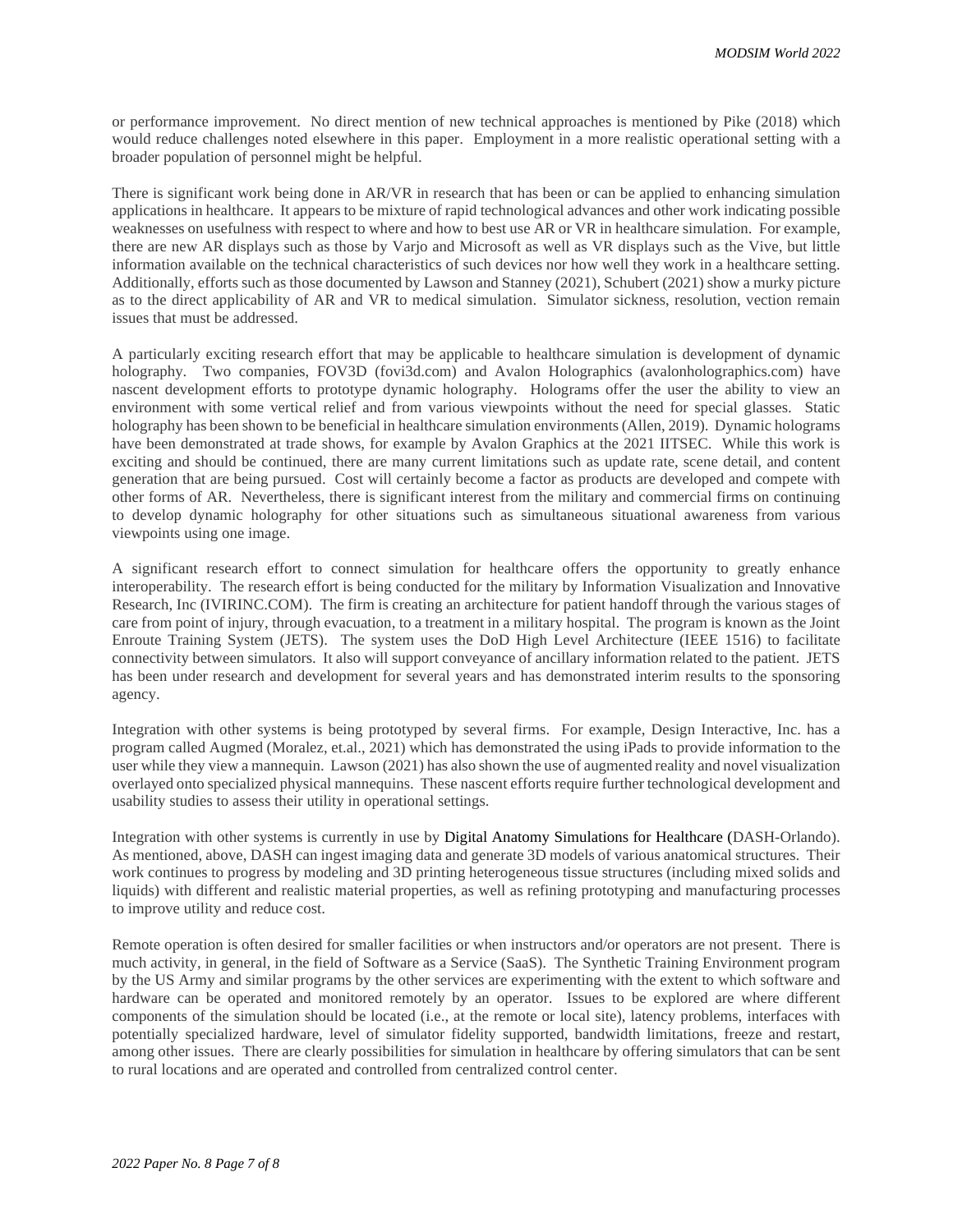or performance improvement. No direct mention of new technical approaches is mentioned by Pike (2018) which would reduce challenges noted elsewhere in this paper. Employment in a more realistic operational setting with a broader population of personnel might be helpful.

There is significant work being done in AR/VR in research that has been or can be applied to enhancing simulation applications in healthcare. It appears to be mixture of rapid technological advances and other work indicating possible weaknesses on usefulness with respect to where and how to best use AR or VR in healthcare simulation. For example, there are new AR displays such as those by Varjo and Microsoft as well as VR displays such as the Vive, but little information available on the technical characteristics of such devices nor how well they work in a healthcare setting. Additionally, efforts such as those documented by Lawson and Stanney (2021), Schubert (2021) show a murky picture as to the direct applicability of AR and VR to medical simulation. Simulator sickness, resolution, vection remain issues that must be addressed.

A particularly exciting research effort that may be applicable to healthcare simulation is development of dynamic holography. Two companies, FOV3D (fovi3d.com) and Avalon Holographics (avalonholographics.com) have nascent development efforts to prototype dynamic holography. Holograms offer the user the ability to view an environment with some vertical relief and from various viewpoints without the need for special glasses. Static holography has been shown to be beneficial in healthcare simulation environments (Allen, 2019). Dynamic holograms have been demonstrated at trade shows, for example by Avalon Graphics at the 2021 IITSEC. While this work is exciting and should be continued, there are many current limitations such as update rate, scene detail, and content generation that are being pursued. Cost will certainly become a factor as products are developed and compete with other forms of AR. Nevertheless, there is significant interest from the military and commercial firms on continuing to develop dynamic holography for other situations such as simultaneous situational awareness from various viewpoints using one image.

A significant research effort to connect simulation for healthcare offers the opportunity to greatly enhance interoperability. The research effort is being conducted for the military by Information Visualization and Innovative Research, Inc (IVIRINC.COM). The firm is creating an architecture for patient handoff through the various stages of care from point of injury, through evacuation, to a treatment in a military hospital. The program is known as the Joint Enroute Training System (JETS). The system uses the DoD High Level Architecture (IEEE 1516) to facilitate connectivity between simulators. It also will support conveyance of ancillary information related to the patient. JETS has been under research and development for several years and has demonstrated interim results to the sponsoring agency.

Integration with other systems is being prototyped by several firms. For example, Design Interactive, Inc. has a program called Augmed (Moralez, et.al., 2021) which has demonstrated the using iPads to provide information to the user while they view a mannequin. Lawson (2021) has also shown the use of augmented reality and novel visualization overlayed onto specialized physical mannequins. These nascent efforts require further technological development and usability studies to assess their utility in operational settings.

Integration with other systems is currently in use by Digital Anatomy Simulations for Healthcare (DASH-Orlando). As mentioned, above, DASH can ingest imaging data and generate 3D models of various anatomical structures. Their work continues to progress by modeling and 3D printing heterogeneous tissue structures (including mixed solids and liquids) with different and realistic material properties, as well as refining prototyping and manufacturing processes to improve utility and reduce cost.

Remote operation is often desired for smaller facilities or when instructors and/or operators are not present. There is much activity, in general, in the field of Software as a Service (SaaS). The Synthetic Training Environment program by the US Army and similar programs by the other services are experimenting with the extent to which software and hardware can be operated and monitored remotely by an operator. Issues to be explored are where different components of the simulation should be located (i.e., at the remote or local site), latency problems, interfaces with potentially specialized hardware, level of simulator fidelity supported, bandwidth limitations, freeze and restart, among other issues. There are clearly possibilities for simulation in healthcare by offering simulators that can be sent to rural locations and are operated and controlled from centralized control center.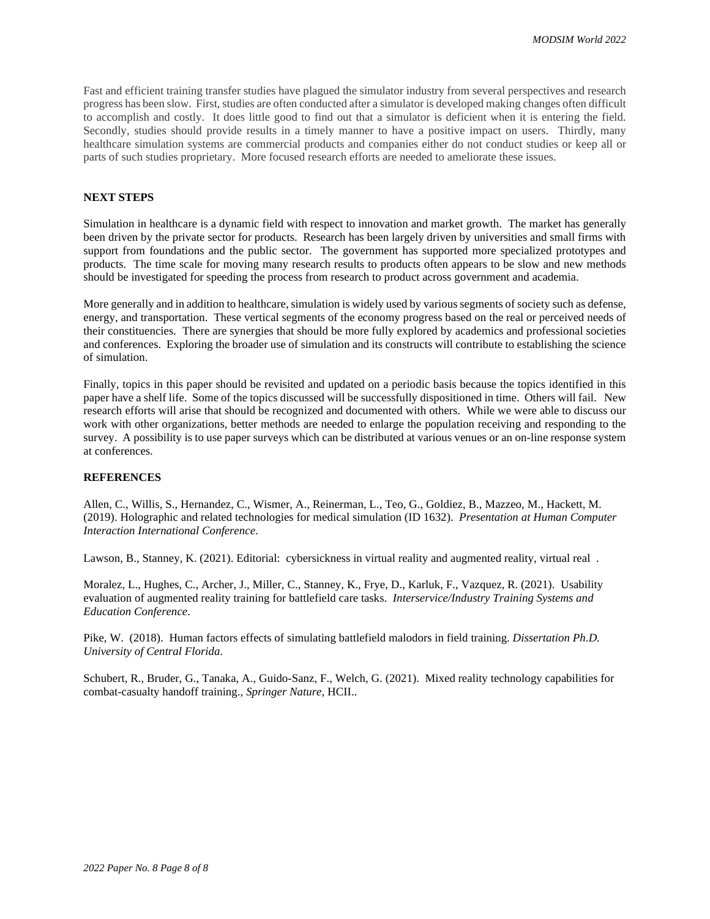Fast and efficient training transfer studies have plagued the simulator industry from several perspectives and research progress has been slow. First, studies are often conducted after a simulator is developed making changes often difficult to accomplish and costly. It does little good to find out that a simulator is deficient when it is entering the field. Secondly, studies should provide results in a timely manner to have a positive impact on users. Thirdly, many healthcare simulation systems are commercial products and companies either do not conduct studies or keep all or parts of such studies proprietary. More focused research efforts are needed to ameliorate these issues.

## NEXT STEPS

Simulation in healthcare is a dynamic field with respect to innovation and market growth. The market has generally been driven by the private sector for products. Research has been largely driven by universities and small firms with support from foundations and the public sector. The government has supported more specialized prototypes and products. The time scale for moving many research results to products often appears to be slow and new methods should be investigated for speeding the process from research to product across government and academia.

More generally and in addition to healthcare, simulation is widely used by various segments of society such as defense, energy, and transportation. These vertical segments of the economy progress based on the real or perceived needs of their constituencies. There are synergies that should be more fully explored by academics and professional societies and conferences. Exploring the broader use of simulation and its constructs will contribute to establishing the science of simulation.

Finally, topics in this paper should be revisited and updated on a periodic basis because the topics identified in this paper have a shelf life. Some of the topics discussed will be successfully dispositioned in time. Others will fail. New research efforts will arise that should be recognized and documented with others. While we were able to discuss our work with other organizations, better methods are needed to enlarge the population receiving and responding to the survey. A possibility is to use paper surveys which can be distributed at various venues or an on-line response system at conferences.

## REFERENCES

Allen, C., Willis, S., Hernandez, C., Wismer, A., Reinerman, L., Teo, G., Goldiez, B., Mazzeo, M., Hackett, M. (2019). Holographic and related technologies for medical simulation (ID 1632). *Presentation at Human Computer Interaction International Conference*.

Lawson, B., Stanney, K. (2021). Editorial: cybersickness in virtual reality and augmented reality, virtual real .

Moralez, L., Hughes, C., Archer, J., Miller, C., Stanney, K., Frye, D., Karluk, F., Vazquez, R. (2021). Usability evaluation of augmented reality training for battlefield care tasks. *Interservice/Industry Training Systems and Education Conference*.

Pike, W. (2018). Human factors effects of simulating battlefield malodors in field training. *Dissertation Ph.D. University of Central Florida.*

Schubert, R., Bruder, G., Tanaka, A., Guido-Sanz, F., Welch, G. (2021). Mixed reality technology capabilities for combat-casualty handoff training., *Springer Nature,* HCII..